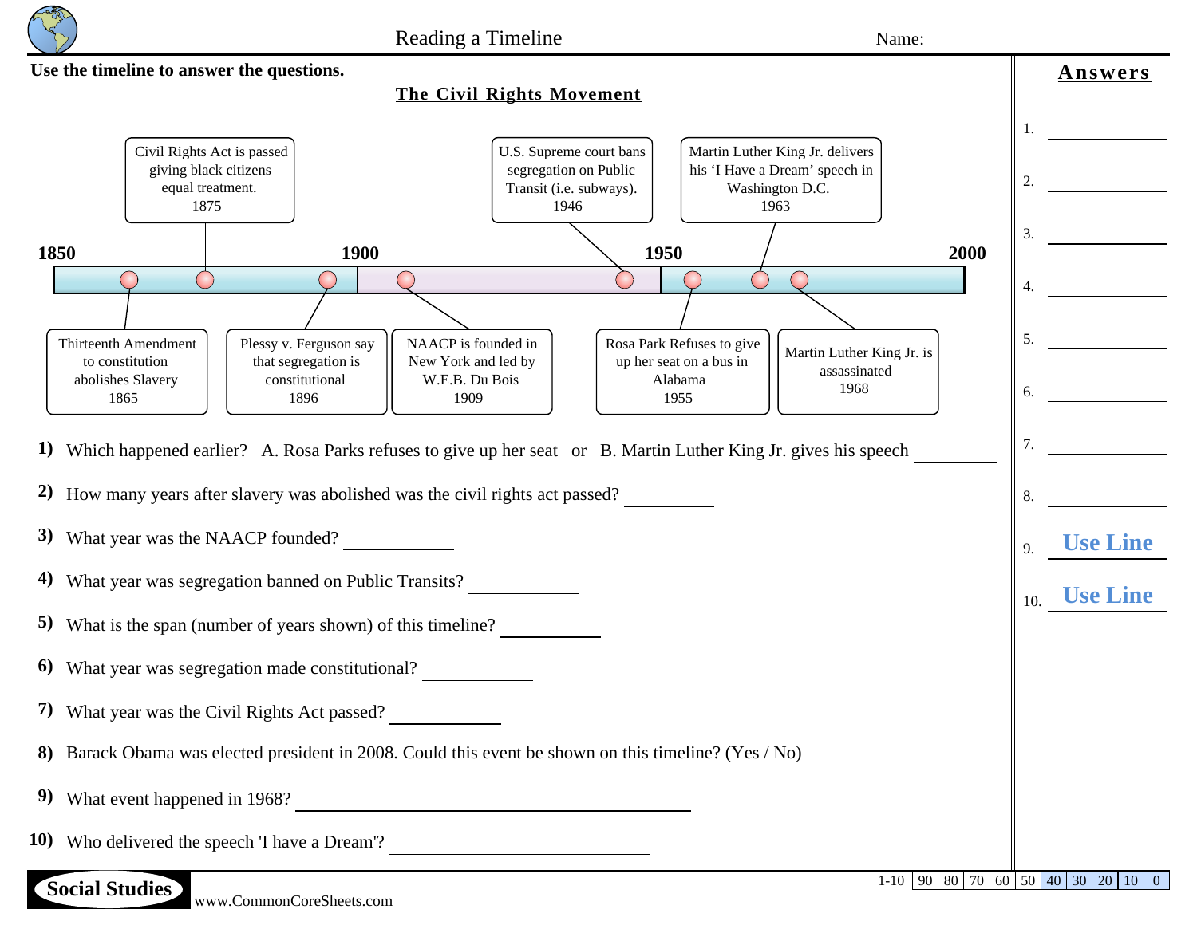# Reading a Timeline

Name:

**Use the timeline to answer the questions.**

## The Civil Rights Movement

**1850** — **1900** — **1950** — **2000**

- Thirteenth Amendment to constitution abolishes Slavery 1865
- Civil Rights Act is passed giving black citizens equal treatment. 1875
- Plessy v. Ferguson say that segregation is constitutional 1896
- NAACP is founded in New York and led by W.E.B. Du Bois 1909
- U.S. Supreme court bans segregation on Public Transit (i.e. subways). 1946
- Rosa Park Refuses to give up her seat on a bus in Alabama 1955
- Martin Luther King Jr. delivers his 'I Have a Dream' speech in Washington D.C. 1963
- Martin Luther King Jr. is assassinated 1968

**1)** Which happened earlier? A. Rosa Parks refuses to give up her seat or B. Martin Luther King Jr. gives his speech ________

**2)** How many years after slavery was abolished was the civil rights act passed? ________

**3)** What year was the NAACP founded? ________

**4)** What year was segregation banned on Public Transits? ________

**5)** What is the span (number of years shown) of this timeline? ________

**6)** What year was segregation made constitutional? ________

**7)** What year was the Civil Rights Act passed? ________

**8)** Barack Obama was elected president in 2008. Could this event be shown on this timeline? (Yes / No)

**9)** What event happened in 1968? ________

**10)** Who delivered the speech 'I have a Dream'? ________

## Answers

1. ________
2. ________
3. ________
4. ________
5. ________
6. ________
7. ________
8. ________
9. Use Line
10. Use Line

| 1-10 | 90 | 80 | 70 | 60 | 50 | 40 | 30 | 20 | 10 | 0 |
|---|---|---|---|---|---|---|---|---|---|---|

Social Studies

www.CommonCoreSheets.com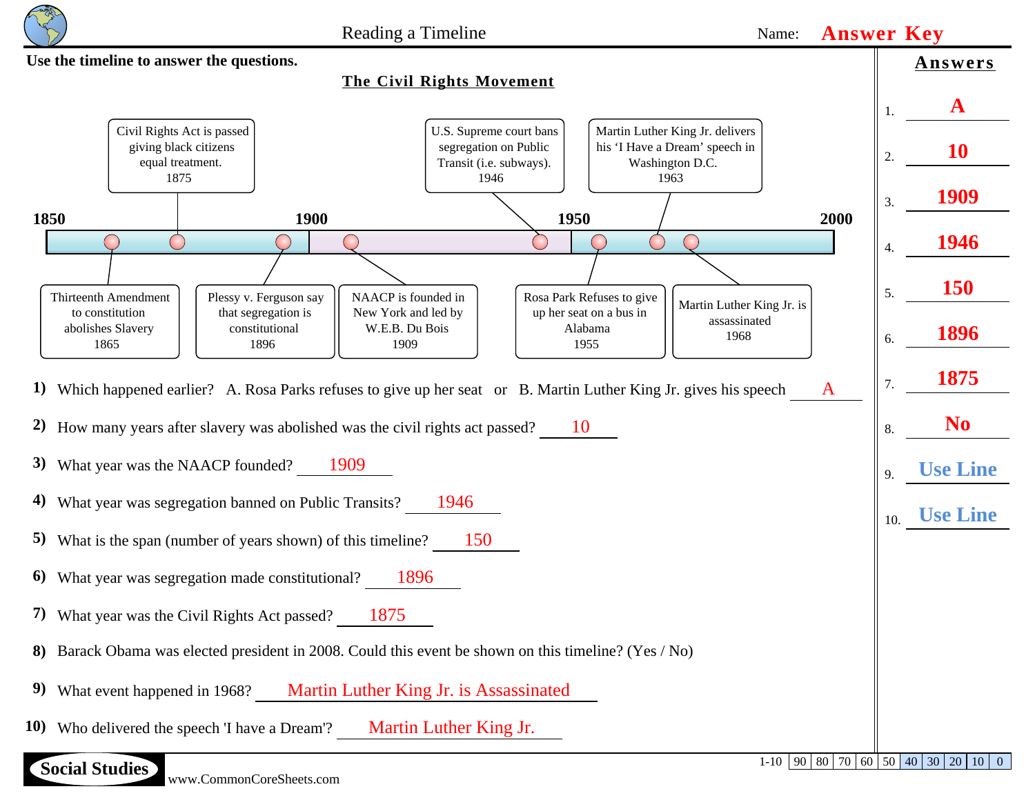Reading a Timeline

Name: **Answer Key**

**Use the timeline to answer the questions.**

## The Civil Rights Movement

1850 | 1900 | 1950 | 2000

Thirteenth Amendment to constitution abolishes Slavery 1865

Civil Rights Act is passed giving black citizens equal treatment. 1875

Plessy v. Ferguson say that segregation is constitutional 1896

NAACP is founded in New York and led by W.E.B. Du Bois 1909

U.S. Supreme court bans segregation on Public Transit (i.e. subways). 1946

Rosa Park Refuses to give up her seat on a bus in Alabama 1955

Martin Luther King Jr. delivers his 'I Have a Dream' speech in Washington D.C. 1963

Martin Luther King Jr. is assassinated 1968

**1)** Which happened earlier? A. Rosa Parks refuses to give up her seat or B. Martin Luther King Jr. gives his speech A

**2)** How many years after slavery was abolished was the civil rights act passed? 10

**3)** What year was the NAACP founded? 1909

**4)** What year was segregation banned on Public Transits? 1946

**5)** What is the span (number of years shown) of this timeline? 150

**6)** What year was segregation made constitutional? 1896

**7)** What year was the Civil Rights Act passed? 1875

**8)** Barack Obama was elected president in 2008. Could this event be shown on this timeline? (Yes / No)

**9)** What event happened in 1968? Martin Luther King Jr. is Assassinated

**10)** Who delivered the speech 'I have a Dream'? Martin Luther King Jr.

## Answers

1. A
2. 10
3. 1909
4. 1946
5. 150
6. 1896
7. 1875
8. No
9. Use Line
10. Use Line

| 1-10 | 90 | 80 | 70 | 60 | 50 | 40 | 30 | 20 | 10 | 0 |
|---|---|---|---|---|---|---|---|---|---|---|

Social Studies

www.CommonCoreSheets.com